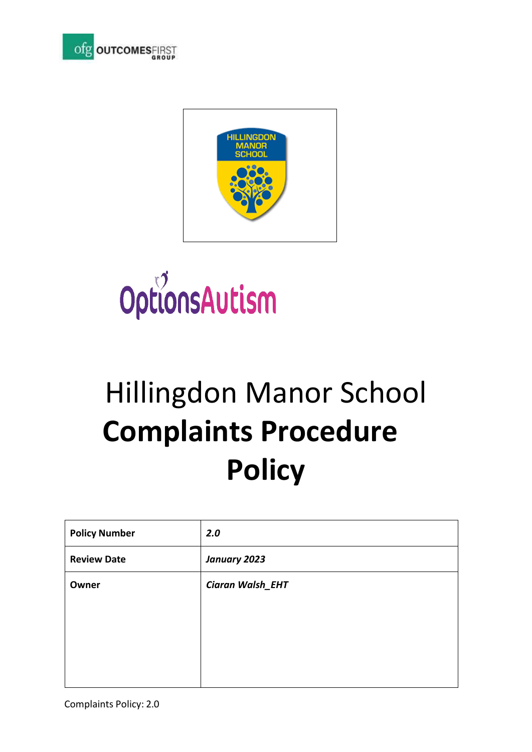# Hillingdon Manor School

# Complaints Procedure Policy

| **Policy Number** | ***2.0*** |
|---|---|
| **Review Date** | ***January 2023*** |
| **Owner** | ***Ciaran Walsh_EHT*** |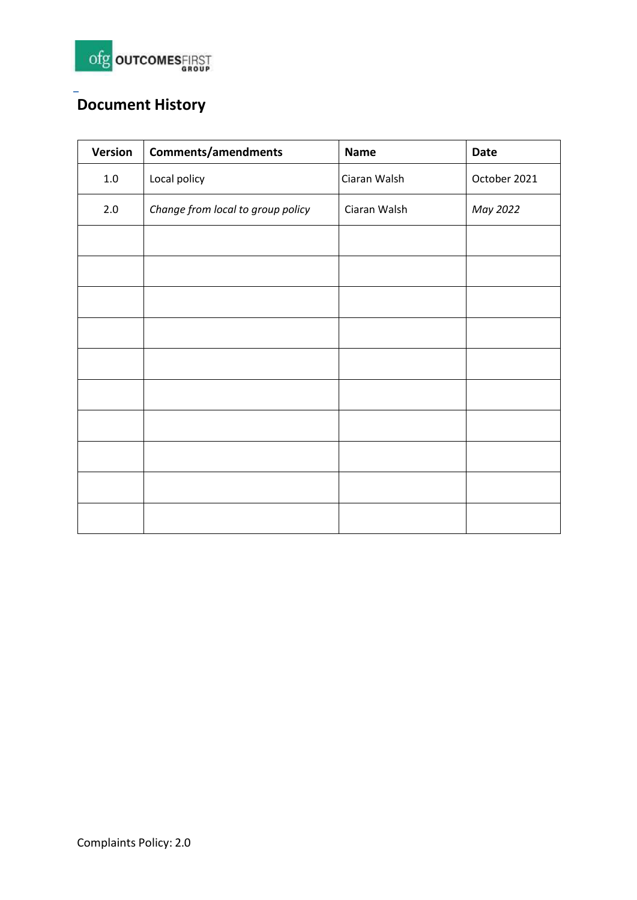## Document History

| Version | Comments/amendments | Name | Date |
|---|---|---|---|
| 1.0 | Local policy | Ciaran Walsh | October 2021 |
| 2.0 | *Change from local to group policy* | Ciaran Walsh | *May 2022* |
| | | | |
| | | | |
| | | | |
| | | | |
| | | | |
| | | | |
| | | | |
| | | | |
| | | | |
| | | | |

Complaints Policy: 2.0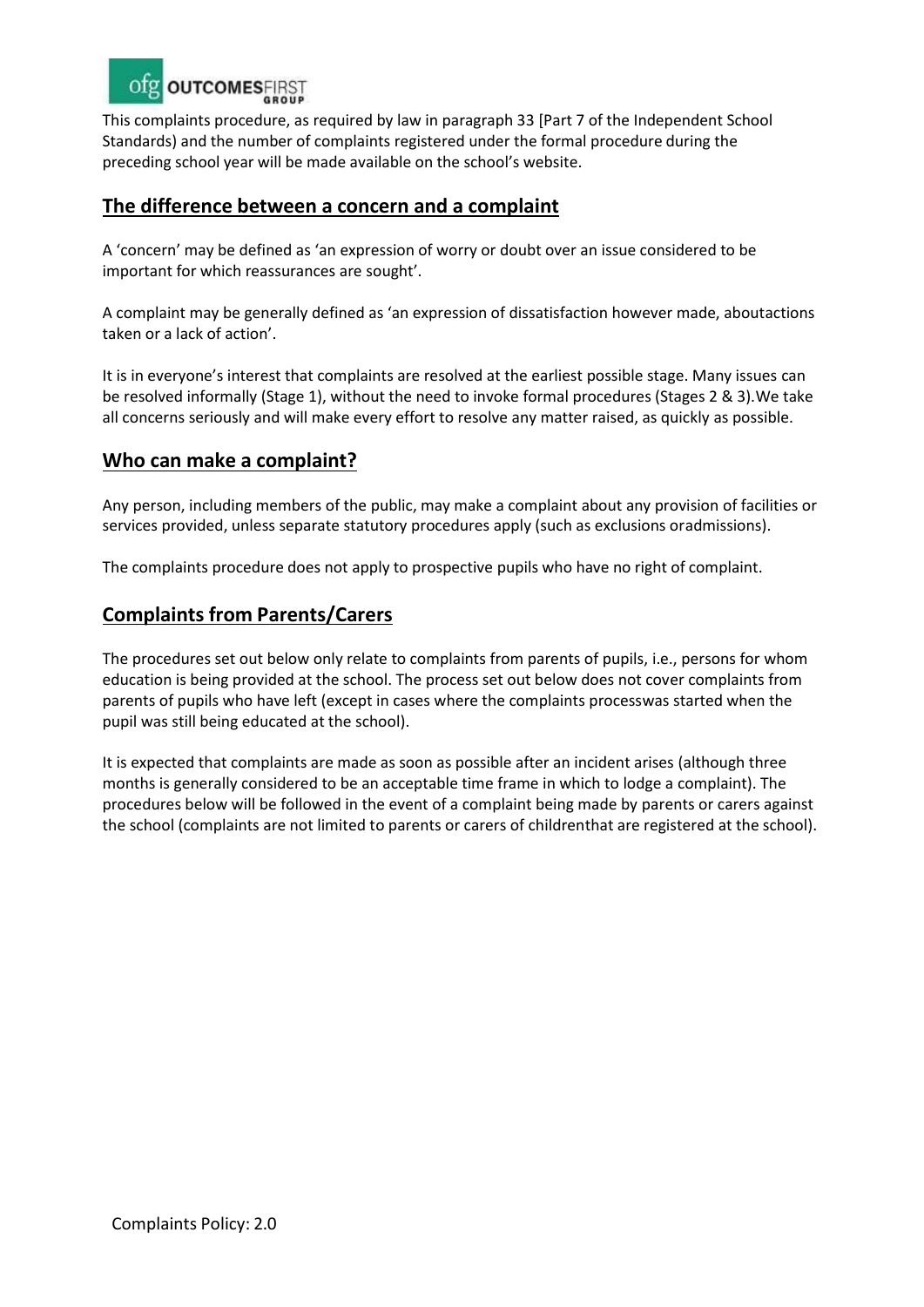This complaints procedure, as required by law in paragraph 33 [Part 7 of the Independent School Standards) and the number of complaints registered under the formal procedure during the preceding school year will be made available on the school's website.

## The difference between a concern and a complaint

A 'concern' may be defined as 'an expression of worry or doubt over an issue considered to be important for which reassurances are sought'.

A complaint may be generally defined as 'an expression of dissatisfaction however made, aboutactions taken or a lack of action'.

It is in everyone's interest that complaints are resolved at the earliest possible stage. Many issues can be resolved informally (Stage 1), without the need to invoke formal procedures (Stages 2 & 3).We take all concerns seriously and will make every effort to resolve any matter raised, as quickly as possible.

## Who can make a complaint?

Any person, including members of the public, may make a complaint about any provision of facilities or services provided, unless separate statutory procedures apply (such as exclusions oradmissions).

The complaints procedure does not apply to prospective pupils who have no right of complaint.

## Complaints from Parents/Carers

The procedures set out below only relate to complaints from parents of pupils, i.e., persons for whom education is being provided at the school. The process set out below does not cover complaints from parents of pupils who have left (except in cases where the complaints processwas started when the pupil was still being educated at the school).

It is expected that complaints are made as soon as possible after an incident arises (although three months is generally considered to be an acceptable time frame in which to lodge a complaint). The procedures below will be followed in the event of a complaint being made by parents or carers against the school (complaints are not limited to parents or carers of childrenthat are registered at the school).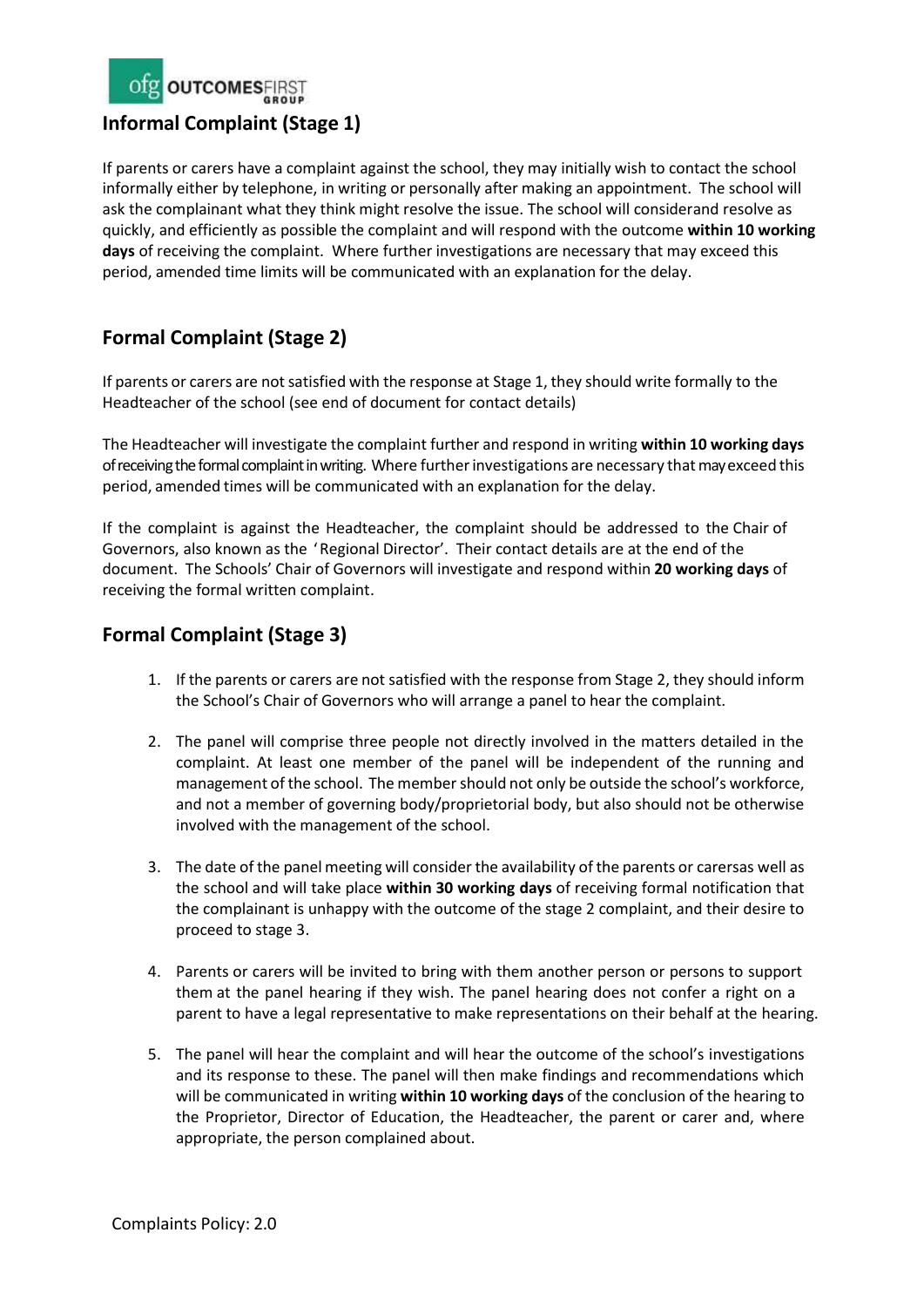## Informal Complaint (Stage 1)

If parents or carers have a complaint against the school, they may initially wish to contact the school informally either by telephone, in writing or personally after making an appointment. The school will ask the complainant what they think might resolve the issue. The school will considerand resolve as quickly, and efficiently as possible the complaint and will respond with the outcome **within 10 working days** of receiving the complaint. Where further investigations are necessary that may exceed this period, amended time limits will be communicated with an explanation for the delay.

## Formal Complaint (Stage 2)

If parents or carers are not satisfied with the response at Stage 1, they should write formally to the Headteacher of the school (see end of document for contact details)

The Headteacher will investigate the complaint further and respond in writing **within 10 working days** of receiving the formal complaint in writing. Where further investigations are necessary that may exceed this period, amended times will be communicated with an explanation for the delay.

If the complaint is against the Headteacher, the complaint should be addressed to the Chair of Governors, also known as the 'Regional Director'. Their contact details are at the end of the document. The Schools' Chair of Governors will investigate and respond within **20 working days** of receiving the formal written complaint.

## Formal Complaint (Stage 3)

1. If the parents or carers are not satisfied with the response from Stage 2, they should inform the School's Chair of Governors who will arrange a panel to hear the complaint.

2. The panel will comprise three people not directly involved in the matters detailed in the complaint. At least one member of the panel will be independent of the running and management of the school. The member should not only be outside the school's workforce, and not a member of governing body/proprietorial body, but also should not be otherwise involved with the management of the school.

3. The date of the panel meeting will consider the availability of the parents or carersas well as the school and will take place **within 30 working days** of receiving formal notification that the complainant is unhappy with the outcome of the stage 2 complaint, and their desire to proceed to stage 3.

4. Parents or carers will be invited to bring with them another person or persons to support them at the panel hearing if they wish. The panel hearing does not confer a right on a parent to have a legal representative to make representations on their behalf at the hearing.

5. The panel will hear the complaint and will hear the outcome of the school's investigations and its response to these. The panel will then make findings and recommendations which will be communicated in writing **within 10 working days** of the conclusion of the hearing to the Proprietor, Director of Education, the Headteacher, the parent or carer and, where appropriate, the person complained about.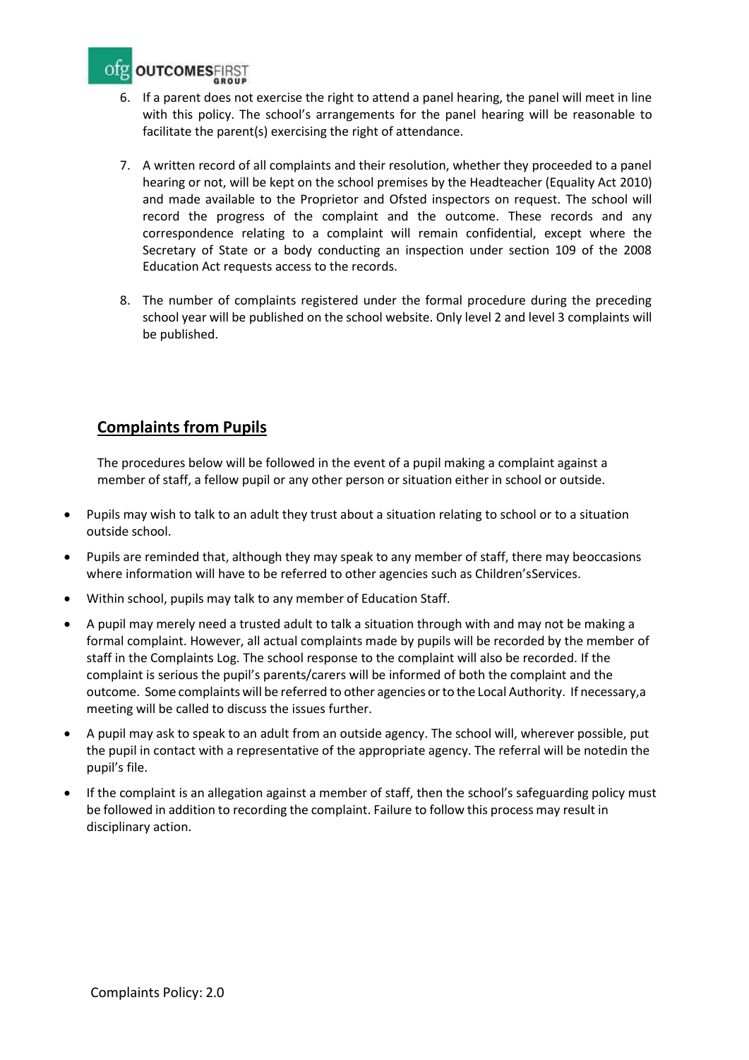6. If a parent does not exercise the right to attend a panel hearing, the panel will meet in line with this policy. The school's arrangements for the panel hearing will be reasonable to facilitate the parent(s) exercising the right of attendance.

7. A written record of all complaints and their resolution, whether they proceeded to a panel hearing or not, will be kept on the school premises by the Headteacher (Equality Act 2010) and made available to the Proprietor and Ofsted inspectors on request. The school will record the progress of the complaint and the outcome. These records and any correspondence relating to a complaint will remain confidential, except where the Secretary of State or a body conducting an inspection under section 109 of the 2008 Education Act requests access to the records.

8. The number of complaints registered under the formal procedure during the preceding school year will be published on the school website. Only level 2 and level 3 complaints will be published.

## <u>Complaints from Pupils</u>

The procedures below will be followed in the event of a pupil making a complaint against a member of staff, a fellow pupil or any other person or situation either in school or outside.

- Pupils may wish to talk to an adult they trust about a situation relating to school or to a situation outside school.
- Pupils are reminded that, although they may speak to any member of staff, there may beoccasions where information will have to be referred to other agencies such as Children'sServices.
- Within school, pupils may talk to any member of Education Staff.
- A pupil may merely need a trusted adult to talk a situation through with and may not be making a formal complaint. However, all actual complaints made by pupils will be recorded by the member of staff in the Complaints Log. The school response to the complaint will also be recorded. If the complaint is serious the pupil's parents/carers will be informed of both the complaint and the outcome. Some complaints will be referred to other agencies or to the Local Authority. If necessary,a meeting will be called to discuss the issues further.
- A pupil may ask to speak to an adult from an outside agency. The school will, wherever possible, put the pupil in contact with a representative of the appropriate agency. The referral will be notedin the pupil's file.
- If the complaint is an allegation against a member of staff, then the school's safeguarding policy must be followed in addition to recording the complaint. Failure to follow this process may result in disciplinary action.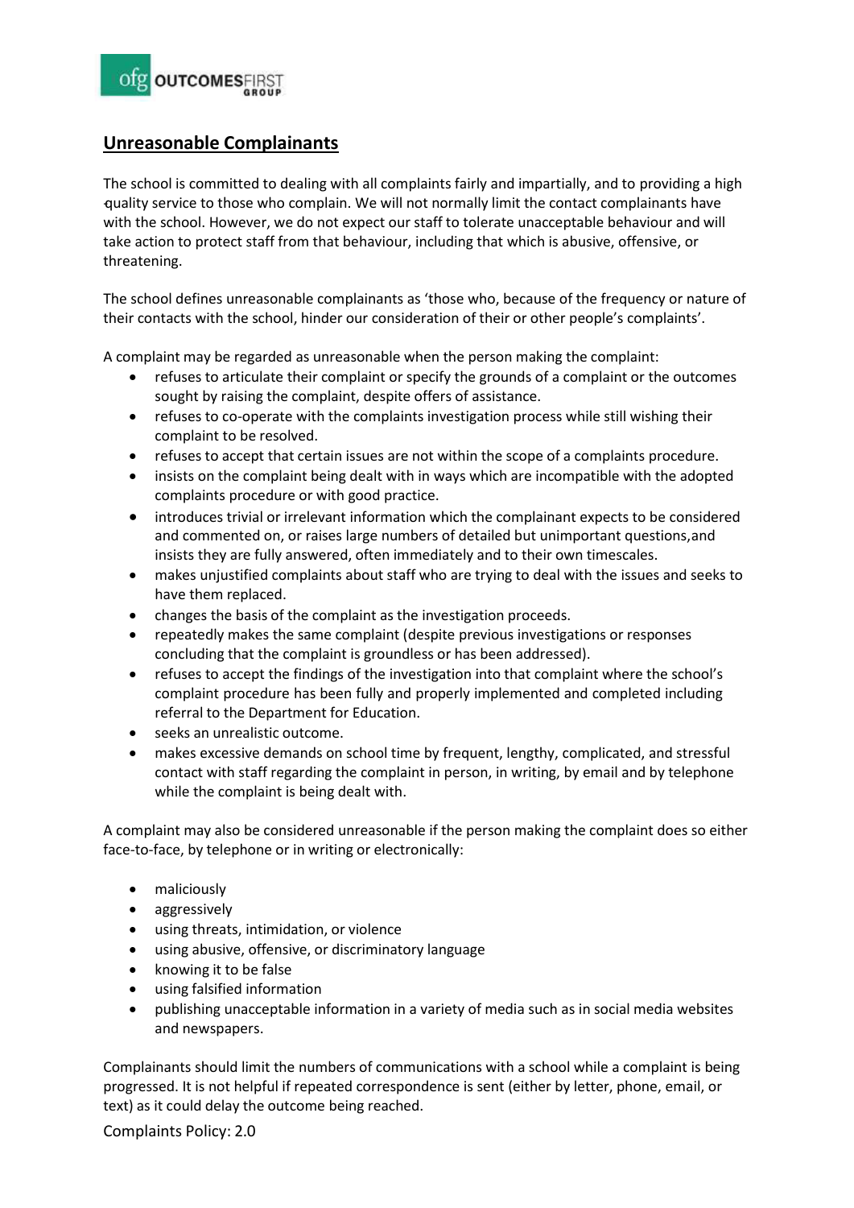## Unreasonable Complainants

The school is committed to dealing with all complaints fairly and impartially, and to providing a high quality service to those who complain. We will not normally limit the contact complainants have with the school. However, we do not expect our staff to tolerate unacceptable behaviour and will take action to protect staff from that behaviour, including that which is abusive, offensive, or threatening.

The school defines unreasonable complainants as 'those who, because of the frequency or nature of their contacts with the school, hinder our consideration of their or other people's complaints'.

A complaint may be regarded as unreasonable when the person making the complaint:

- refuses to articulate their complaint or specify the grounds of a complaint or the outcomes sought by raising the complaint, despite offers of assistance.
- refuses to co-operate with the complaints investigation process while still wishing their complaint to be resolved.
- refuses to accept that certain issues are not within the scope of a complaints procedure.
- insists on the complaint being dealt with in ways which are incompatible with the adopted complaints procedure or with good practice.
- introduces trivial or irrelevant information which the complainant expects to be considered and commented on, or raises large numbers of detailed but unimportant questions,and insists they are fully answered, often immediately and to their own timescales.
- makes unjustified complaints about staff who are trying to deal with the issues and seeks to have them replaced.
- changes the basis of the complaint as the investigation proceeds.
- repeatedly makes the same complaint (despite previous investigations or responses concluding that the complaint is groundless or has been addressed).
- refuses to accept the findings of the investigation into that complaint where the school's complaint procedure has been fully and properly implemented and completed including referral to the Department for Education.
- seeks an unrealistic outcome.
- makes excessive demands on school time by frequent, lengthy, complicated, and stressful contact with staff regarding the complaint in person, in writing, by email and by telephone while the complaint is being dealt with.

A complaint may also be considered unreasonable if the person making the complaint does so either face-to-face, by telephone or in writing or electronically:

- maliciously
- aggressively
- using threats, intimidation, or violence
- using abusive, offensive, or discriminatory language
- knowing it to be false
- using falsified information
- publishing unacceptable information in a variety of media such as in social media websites and newspapers.

Complainants should limit the numbers of communications with a school while a complaint is being progressed. It is not helpful if repeated correspondence is sent (either by letter, phone, email, or text) as it could delay the outcome being reached.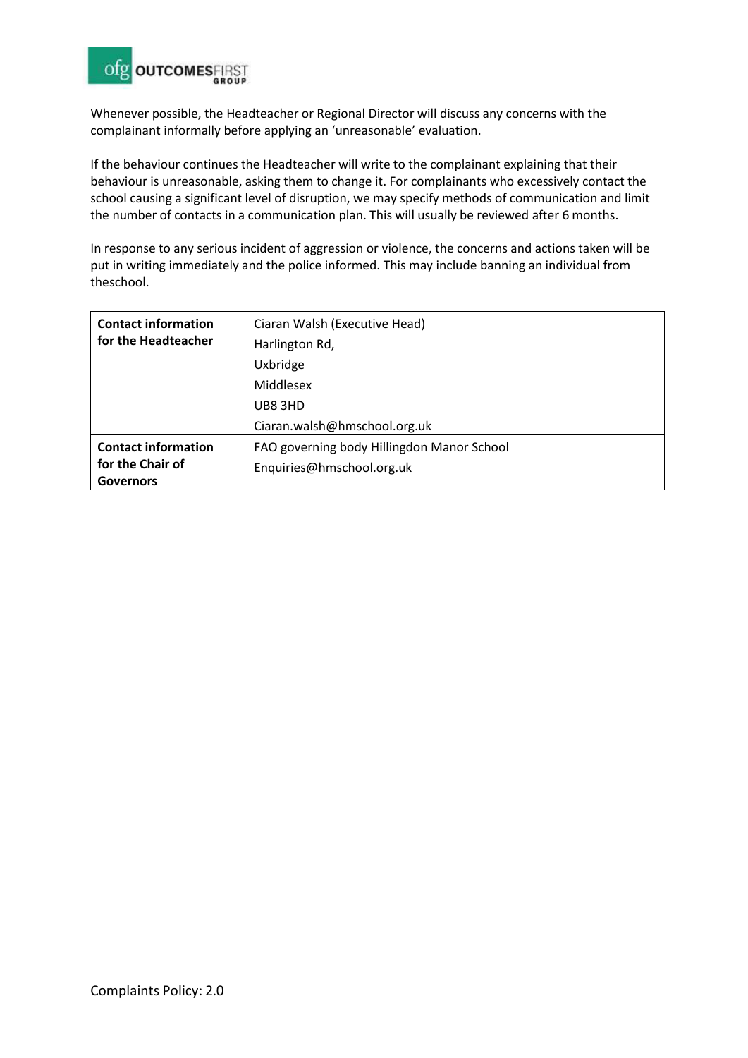Whenever possible, the Headteacher or Regional Director will discuss any concerns with the complainant informally before applying an 'unreasonable' evaluation.

If the behaviour continues the Headteacher will write to the complainant explaining that their behaviour is unreasonable, asking them to change it. For complainants who excessively contact the school causing a significant level of disruption, we may specify methods of communication and limit the number of contacts in a communication plan. This will usually be reviewed after 6 months.

In response to any serious incident of aggression or violence, the concerns and actions taken will be put in writing immediately and the police informed. This may include banning an individual from theschool.

| | |
|---|---|
| **Contact information for the Headteacher** | Ciaran Walsh (Executive Head)<br>Harlington Rd,<br>Uxbridge<br>Middlesex<br>UB8 3HD<br>Ciaran.walsh@hmschool.org.uk |
| **Contact information for the Chair of Governors** | FAO governing body Hillingdon Manor School<br>Enquiries@hmschool.org.uk |